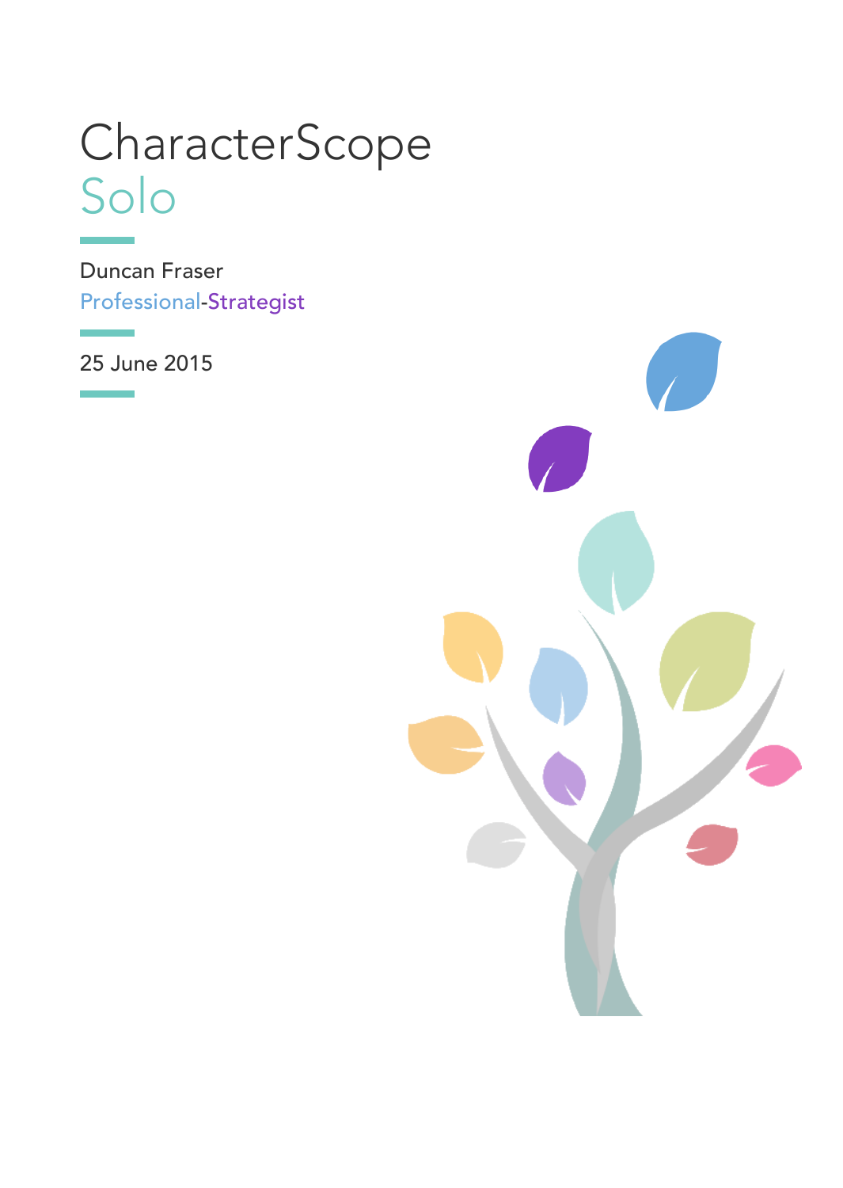# CharacterScope
## Solo

Duncan Fraser
Professional-Strategist

25 June 2015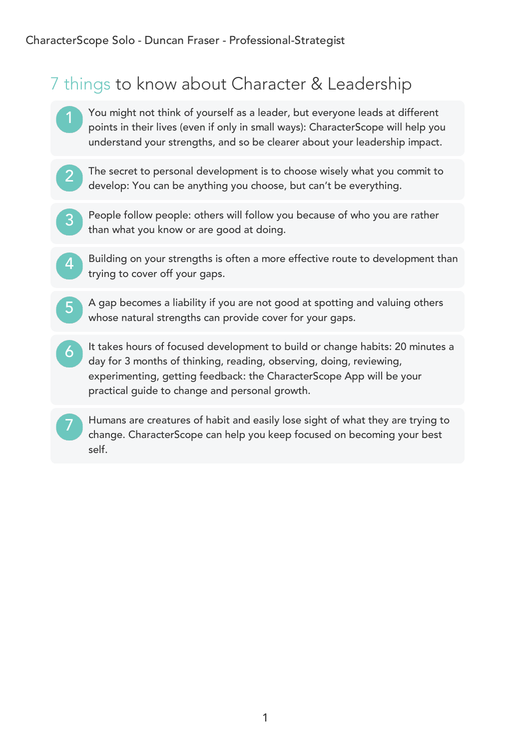# 7 things to know about Character & Leadership

1. You might not think of yourself as a leader, but everyone leads at different points in their lives (even if only in small ways): CharacterScope will help you understand your strengths, and so be clearer about your leadership impact.

2. The secret to personal development is to choose wisely what you commit to develop: You can be anything you choose, but can't be everything.

3. People follow people: others will follow you because of who you are rather than what you know or are good at doing.

4. Building on your strengths is often a more effective route to development than trying to cover off your gaps.

5. A gap becomes a liability if you are not good at spotting and valuing others whose natural strengths can provide cover for your gaps.

6. It takes hours of focused development to build or change habits: 20 minutes a day for 3 months of thinking, reading, observing, doing, reviewing, experimenting, getting feedback: the CharacterScope App will be your practical guide to change and personal growth.

7. Humans are creatures of habit and easily lose sight of what they are trying to change. CharacterScope can help you keep focused on becoming your best self.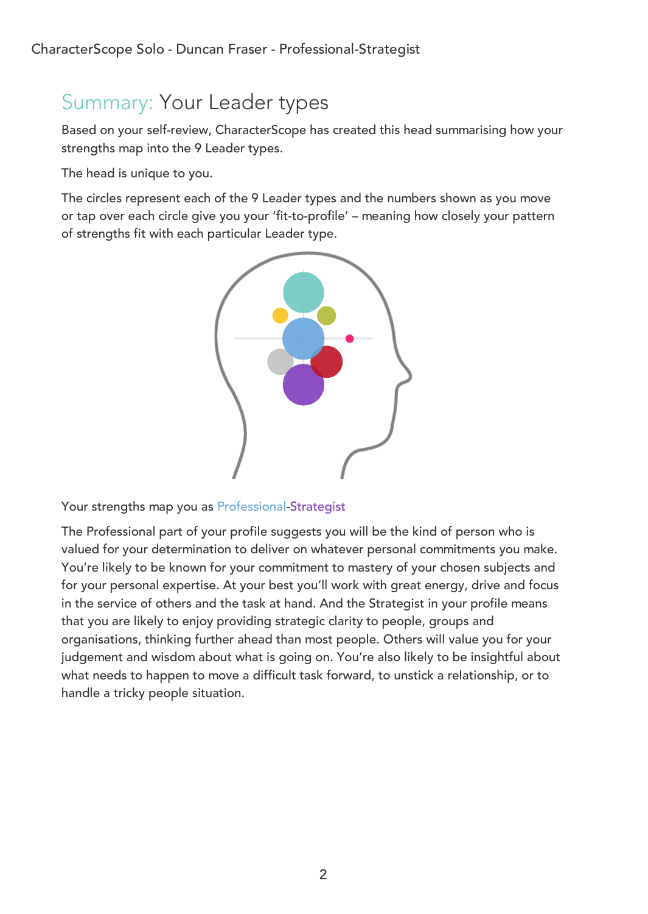# Summary: Your Leader types

Based on your self-review, CharacterScope has created this head summarising how your strengths map into the 9 Leader types.

The head is unique to you.

The circles represent each of the 9 Leader types and the numbers shown as you move or tap over each circle give you your 'fit-to-profile' – meaning how closely your pattern of strengths fit with each particular Leader type.

Your strengths map you as Professional-Strategist

The Professional part of your profile suggests you will be the kind of person who is valued for your determination to deliver on whatever personal commitments you make. You're likely to be known for your commitment to mastery of your chosen subjects and for your personal expertise. At your best you'll work with great energy, drive and focus in the service of others and the task at hand. And the Strategist in your profile means that you are likely to enjoy providing strategic clarity to people, groups and organisations, thinking further ahead than most people. Others will value you for your judgement and wisdom about what is going on. You're also likely to be insightful about what needs to happen to move a difficult task forward, to unstick a relationship, or to handle a tricky people situation.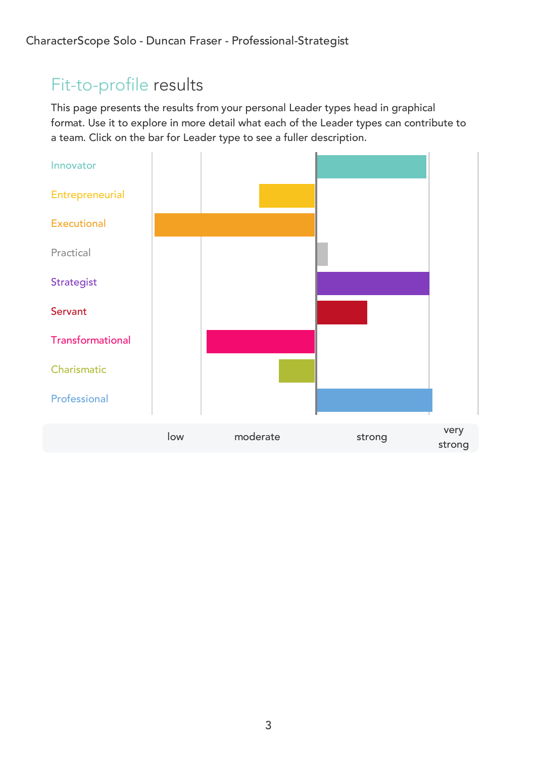## Fit-to-profile results

This page presents the results from your personal Leader types head in graphical format. Use it to explore in more detail what each of the Leader types can contribute to a team. Click on the bar for Leader type to see a fuller description.

Innovator

Entrepreneurial

Executional

Practical

Strategist

Servant

Transformational

Charismatic

Professional

low | moderate | strong | very strong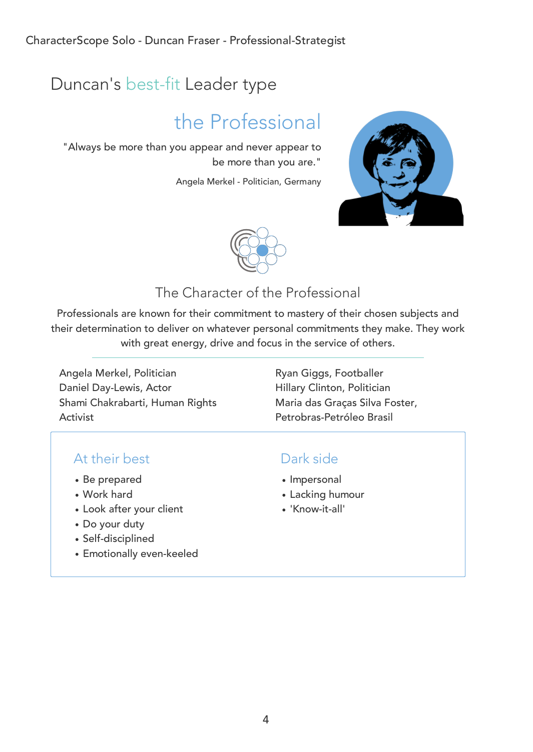# Duncan's best-fit Leader type

## the Professional

"Always be more than you appear and never appear to be more than you are."

Angela Merkel - Politician, Germany

### The Character of the Professional

Professionals are known for their commitment to mastery of their chosen subjects and their determination to deliver on whatever personal commitments they make. They work with great energy, drive and focus in the service of others.

Angela Merkel, Politician
Daniel Day-Lewis, Actor
Shami Chakrabarti, Human Rights Activist
Ryan Giggs, Footballer
Hillary Clinton, Politician
Maria das Graças Silva Foster, Petrobras-Petróleo Brasil

### At their best

- Be prepared
- Work hard
- Look after your client
- Do your duty
- Self-disciplined
- Emotionally even-keeled

### Dark side

- Impersonal
- Lacking humour
- 'Know-it-all'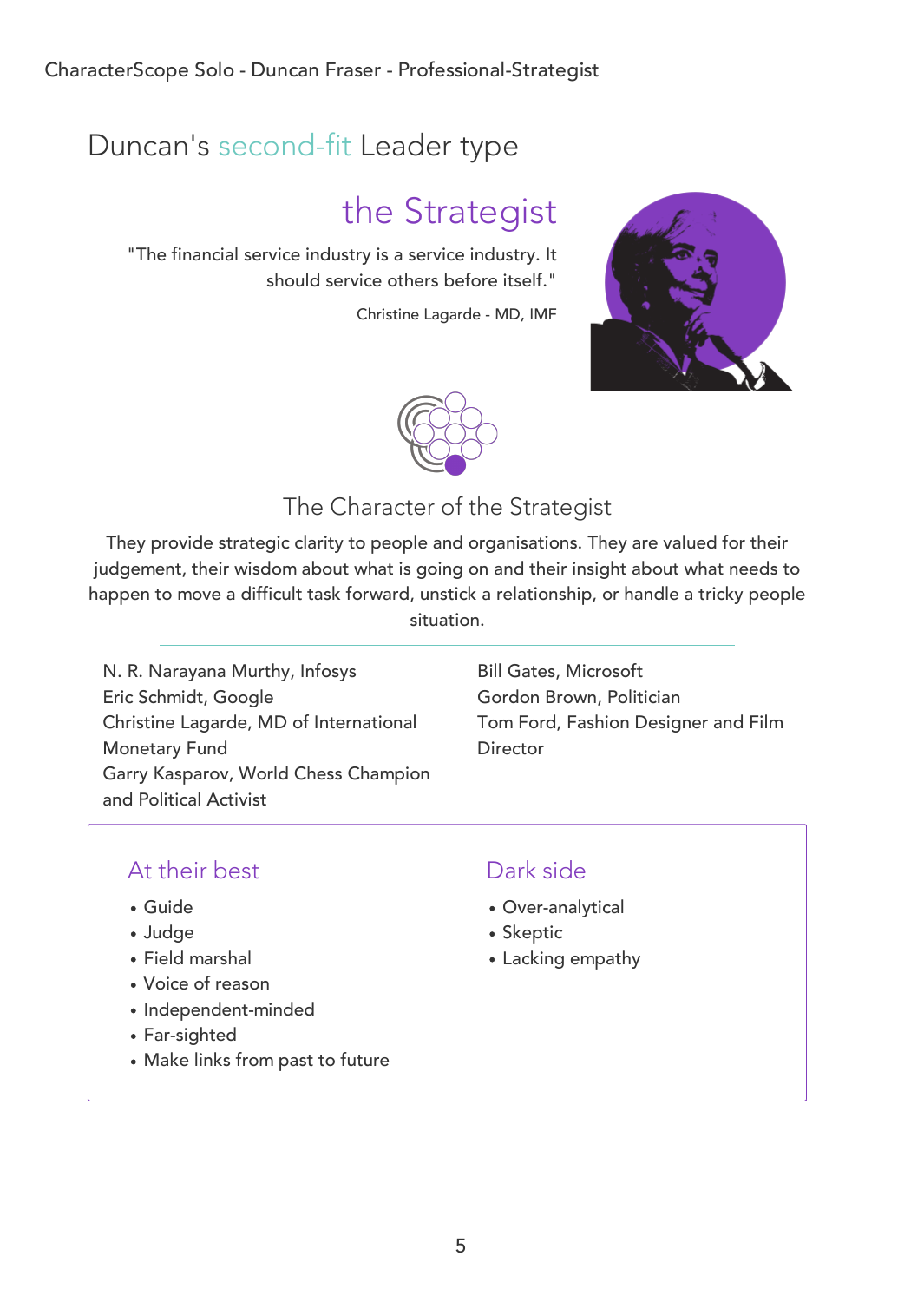# Duncan's second-fit Leader type

## the Strategist

"The financial service industry is a service industry. It should service others before itself."

Christine Lagarde - MD, IMF

### The Character of the Strategist

They provide strategic clarity to people and organisations. They are valued for their judgement, their wisdom about what is going on and their insight about what needs to happen to move a difficult task forward, unstick a relationship, or handle a tricky people situation.

N. R. Narayana Murthy, Infosys
Eric Schmidt, Google
Christine Lagarde, MD of International Monetary Fund
Garry Kasparov, World Chess Champion and Political Activist
Bill Gates, Microsoft
Gordon Brown, Politician
Tom Ford, Fashion Designer and Film Director

### At their best

- Guide
- Judge
- Field marshal
- Voice of reason
- Independent-minded
- Far-sighted
- Make links from past to future

### Dark side

- Over-analytical
- Skeptic
- Lacking empathy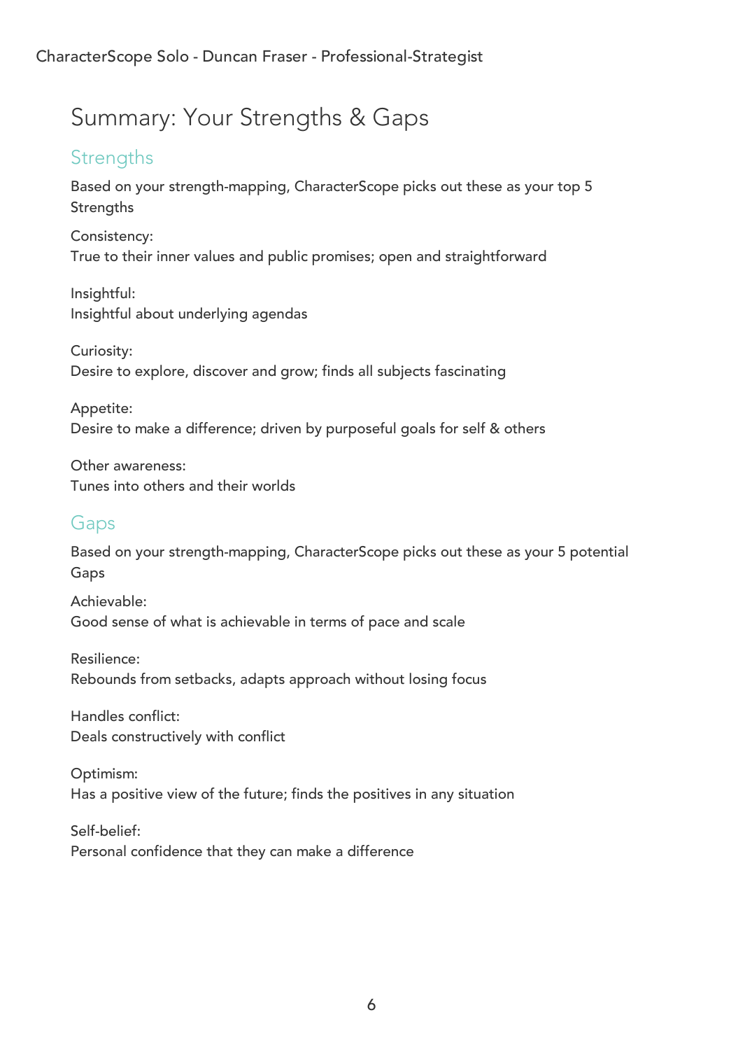# Summary: Your Strengths & Gaps

## Strengths

Based on your strength-mapping, CharacterScope picks out these as your top 5 Strengths

Consistency:
True to their inner values and public promises; open and straightforward

Insightful:
Insightful about underlying agendas

Curiosity:
Desire to explore, discover and grow; finds all subjects fascinating

Appetite:
Desire to make a difference; driven by purposeful goals for self & others

Other awareness:
Tunes into others and their worlds

## Gaps

Based on your strength-mapping, CharacterScope picks out these as your 5 potential Gaps

Achievable:
Good sense of what is achievable in terms of pace and scale

Resilience:
Rebounds from setbacks, adapts approach without losing focus

Handles conflict:
Deals constructively with conflict

Optimism:
Has a positive view of the future; finds the positives in any situation

Self-belief:
Personal confidence that they can make a difference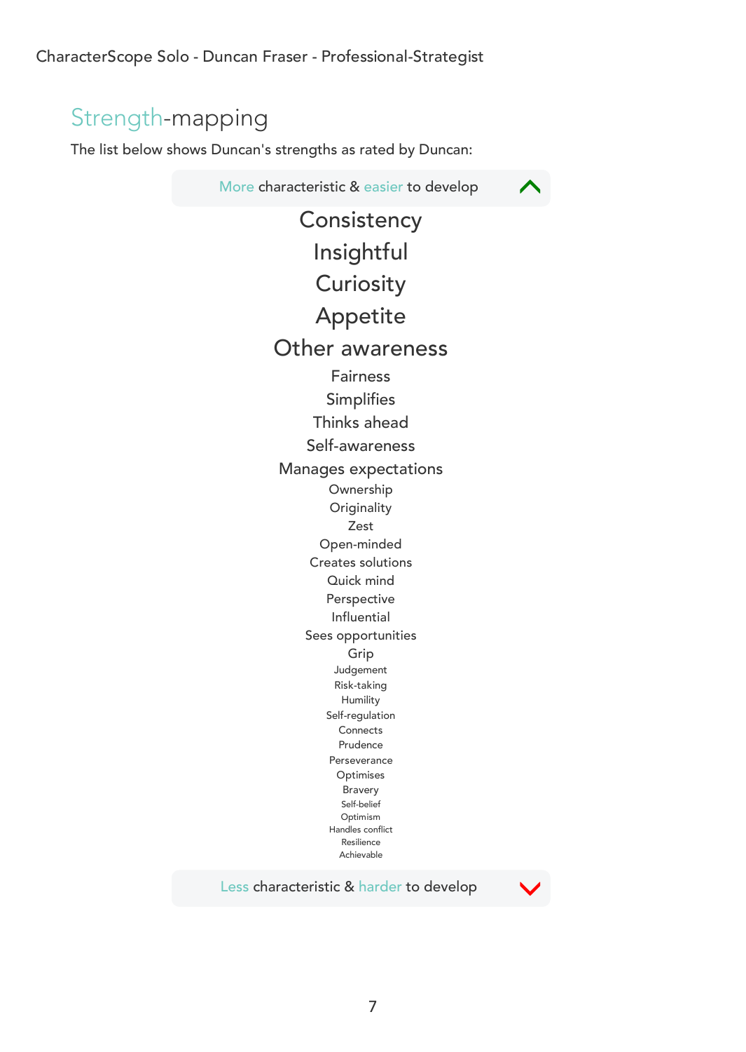## Strength-mapping

The list below shows Duncan's strengths as rated by Duncan:

More characteristic & easier to develop

Consistency
Insightful
Curiosity
Appetite
Other awareness
Fairness
Simplifies
Thinks ahead
Self-awareness
Manages expectations
Ownership
Originality
Zest
Open-minded
Creates solutions
Quick mind
Perspective
Influential
Sees opportunities
Grip
Judgement
Risk-taking
Humility
Self-regulation
Connects
Prudence
Perseverance
Optimises
Bravery
Self-belief
Optimism
Handles conflict
Resilience
Achievable

Less characteristic & harder to develop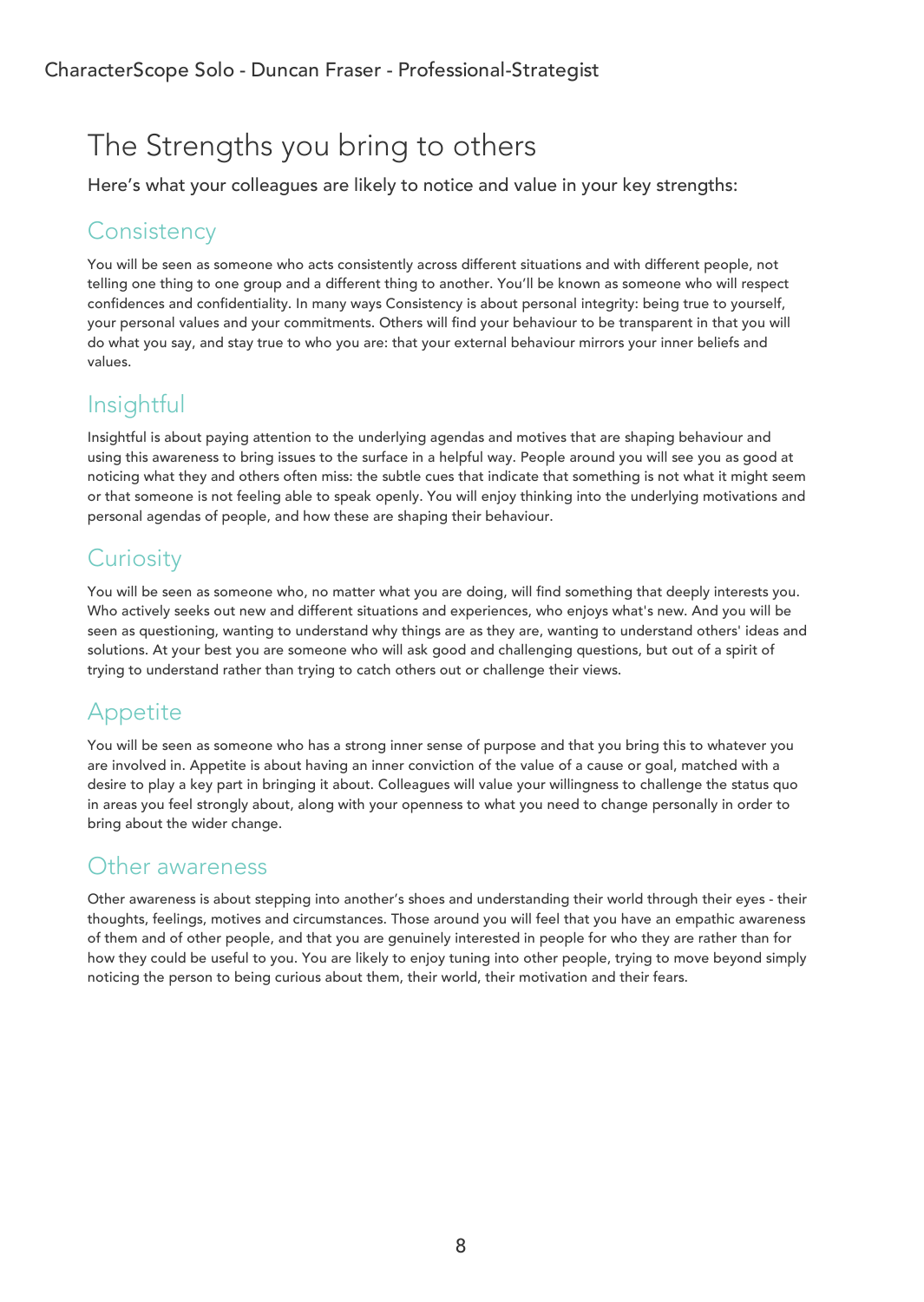# The Strengths you bring to others

Here's what your colleagues are likely to notice and value in your key strengths:

## Consistency

You will be seen as someone who acts consistently across different situations and with different people, not telling one thing to one group and a different thing to another. You'll be known as someone who will respect confidences and confidentiality. In many ways Consistency is about personal integrity: being true to yourself, your personal values and your commitments. Others will find your behaviour to be transparent in that you will do what you say, and stay true to who you are: that your external behaviour mirrors your inner beliefs and values.

## Insightful

Insightful is about paying attention to the underlying agendas and motives that are shaping behaviour and using this awareness to bring issues to the surface in a helpful way. People around you will see you as good at noticing what they and others often miss: the subtle cues that indicate that something is not what it might seem or that someone is not feeling able to speak openly. You will enjoy thinking into the underlying motivations and personal agendas of people, and how these are shaping their behaviour.

## Curiosity

You will be seen as someone who, no matter what you are doing, will find something that deeply interests you. Who actively seeks out new and different situations and experiences, who enjoys what's new. And you will be seen as questioning, wanting to understand why things are as they are, wanting to understand others' ideas and solutions. At your best you are someone who will ask good and challenging questions, but out of a spirit of trying to understand rather than trying to catch others out or challenge their views.

## Appetite

You will be seen as someone who has a strong inner sense of purpose and that you bring this to whatever you are involved in. Appetite is about having an inner conviction of the value of a cause or goal, matched with a desire to play a key part in bringing it about. Colleagues will value your willingness to challenge the status quo in areas you feel strongly about, along with your openness to what you need to change personally in order to bring about the wider change.

## Other awareness

Other awareness is about stepping into another's shoes and understanding their world through their eyes - their thoughts, feelings, motives and circumstances. Those around you will feel that you have an empathic awareness of them and of other people, and that you are genuinely interested in people for who they are rather than for how they could be useful to you. You are likely to enjoy tuning into other people, trying to move beyond simply noticing the person to being curious about them, their world, their motivation and their fears.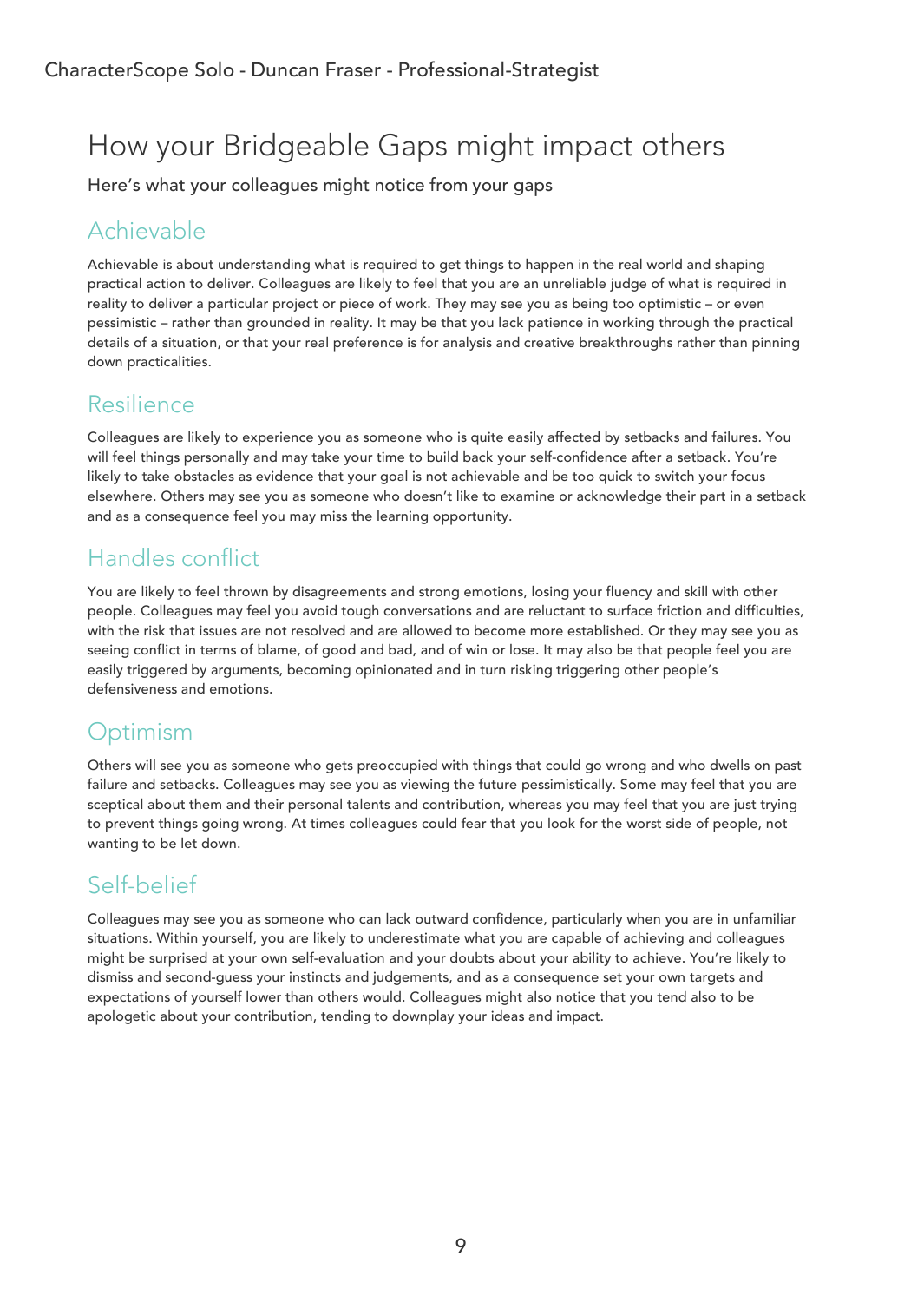# How your Bridgeable Gaps might impact others

Here's what your colleagues might notice from your gaps

## Achievable

Achievable is about understanding what is required to get things to happen in the real world and shaping practical action to deliver. Colleagues are likely to feel that you are an unreliable judge of what is required in reality to deliver a particular project or piece of work. They may see you as being too optimistic – or even pessimistic – rather than grounded in reality. It may be that you lack patience in working through the practical details of a situation, or that your real preference is for analysis and creative breakthroughs rather than pinning down practicalities.

## Resilience

Colleagues are likely to experience you as someone who is quite easily affected by setbacks and failures. You will feel things personally and may take your time to build back your self-confidence after a setback. You're likely to take obstacles as evidence that your goal is not achievable and be too quick to switch your focus elsewhere. Others may see you as someone who doesn't like to examine or acknowledge their part in a setback and as a consequence feel you may miss the learning opportunity.

## Handles conflict

You are likely to feel thrown by disagreements and strong emotions, losing your fluency and skill with other people. Colleagues may feel you avoid tough conversations and are reluctant to surface friction and difficulties, with the risk that issues are not resolved and are allowed to become more established. Or they may see you as seeing conflict in terms of blame, of good and bad, and of win or lose. It may also be that people feel you are easily triggered by arguments, becoming opinionated and in turn risking triggering other people's defensiveness and emotions.

## Optimism

Others will see you as someone who gets preoccupied with things that could go wrong and who dwells on past failure and setbacks. Colleagues may see you as viewing the future pessimistically. Some may feel that you are sceptical about them and their personal talents and contribution, whereas you may feel that you are just trying to prevent things going wrong. At times colleagues could fear that you look for the worst side of people, not wanting to be let down.

## Self-belief

Colleagues may see you as someone who can lack outward confidence, particularly when you are in unfamiliar situations. Within yourself, you are likely to underestimate what you are capable of achieving and colleagues might be surprised at your own self-evaluation and your doubts about your ability to achieve. You're likely to dismiss and second-guess your instincts and judgements, and as a consequence set your own targets and expectations of yourself lower than others would. Colleagues might also notice that you tend also to be apologetic about your contribution, tending to downplay your ideas and impact.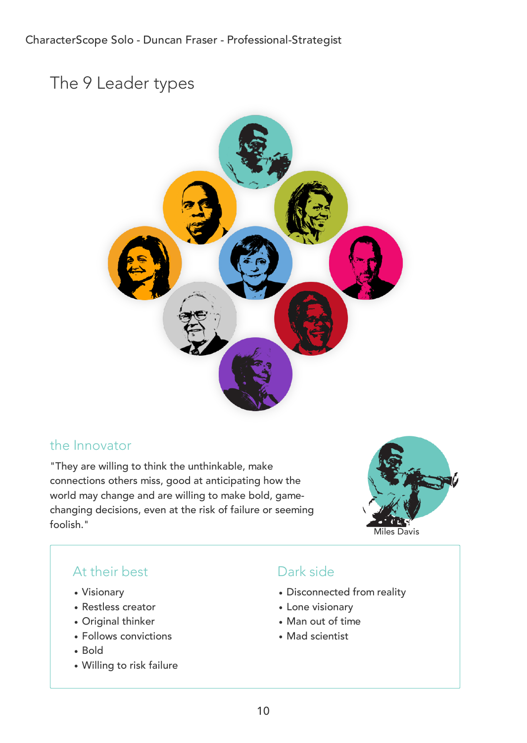# The 9 Leader types

## the Innovator

"They are willing to think the unthinkable, make connections others miss, good at anticipating how the world may change and are willing to make bold, game-changing decisions, even at the risk of failure or seeming foolish."

Miles Davis

### At their best

- Visionary
- Restless creator
- Original thinker
- Follows convictions
- Bold
- Willing to risk failure

### Dark side

- Disconnected from reality
- Lone visionary
- Man out of time
- Mad scientist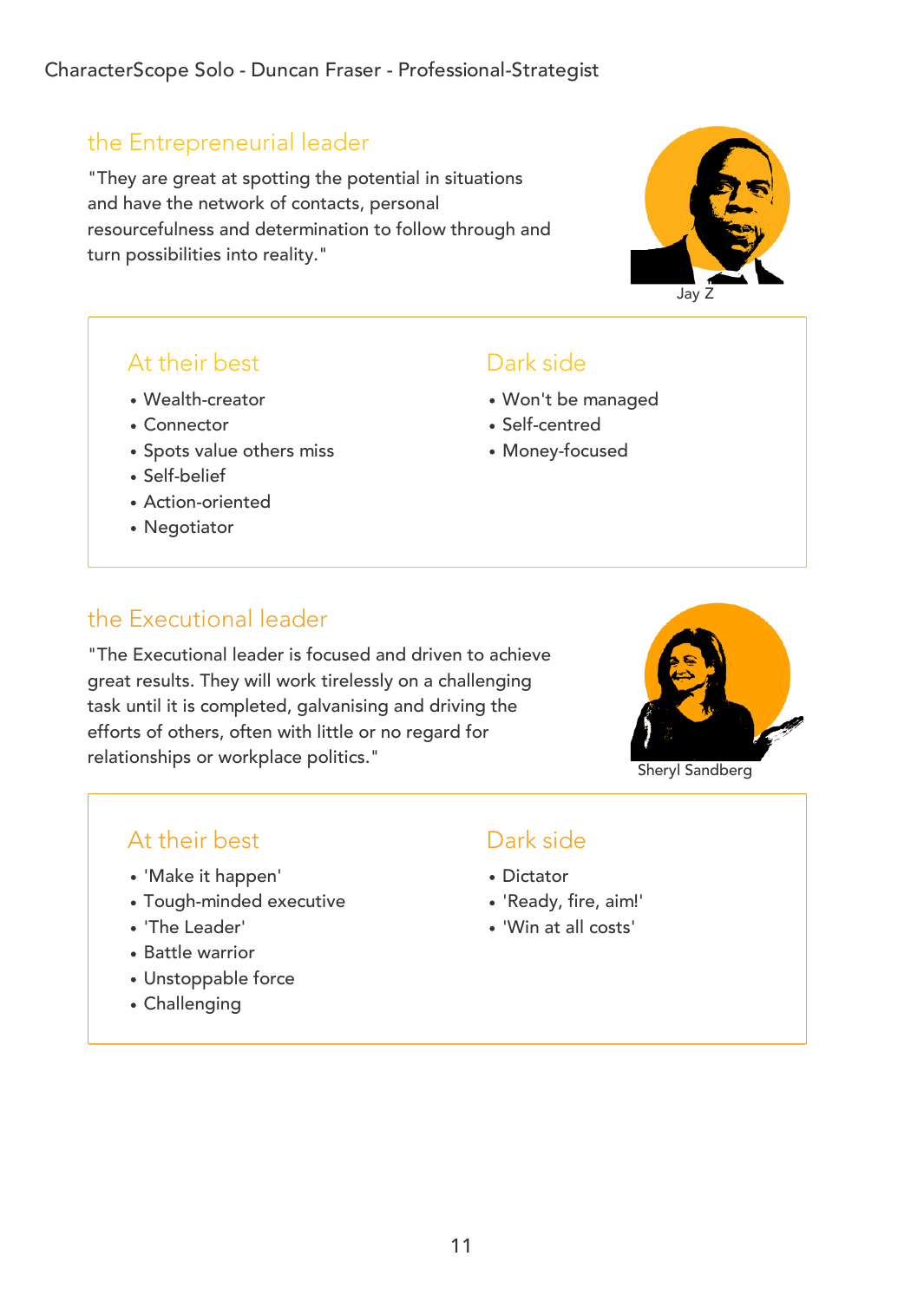## the Entrepreneurial leader

"They are great at spotting the potential in situations and have the network of contacts, personal resourcefulness and determination to follow through and turn possibilities into reality."

Jay Z

### At their best

- Wealth-creator
- Connector
- Spots value others miss
- Self-belief
- Action-oriented
- Negotiator

### Dark side

- Won't be managed
- Self-centred
- Money-focused

## the Executional leader

"The Executional leader is focused and driven to achieve great results. They will work tirelessly on a challenging task until it is completed, galvanising and driving the efforts of others, often with little or no regard for relationships or workplace politics."

Sheryl Sandberg

### At their best

- 'Make it happen'
- Tough-minded executive
- 'The Leader'
- Battle warrior
- Unstoppable force
- Challenging

### Dark side

- Dictator
- 'Ready, fire, aim!'
- 'Win at all costs'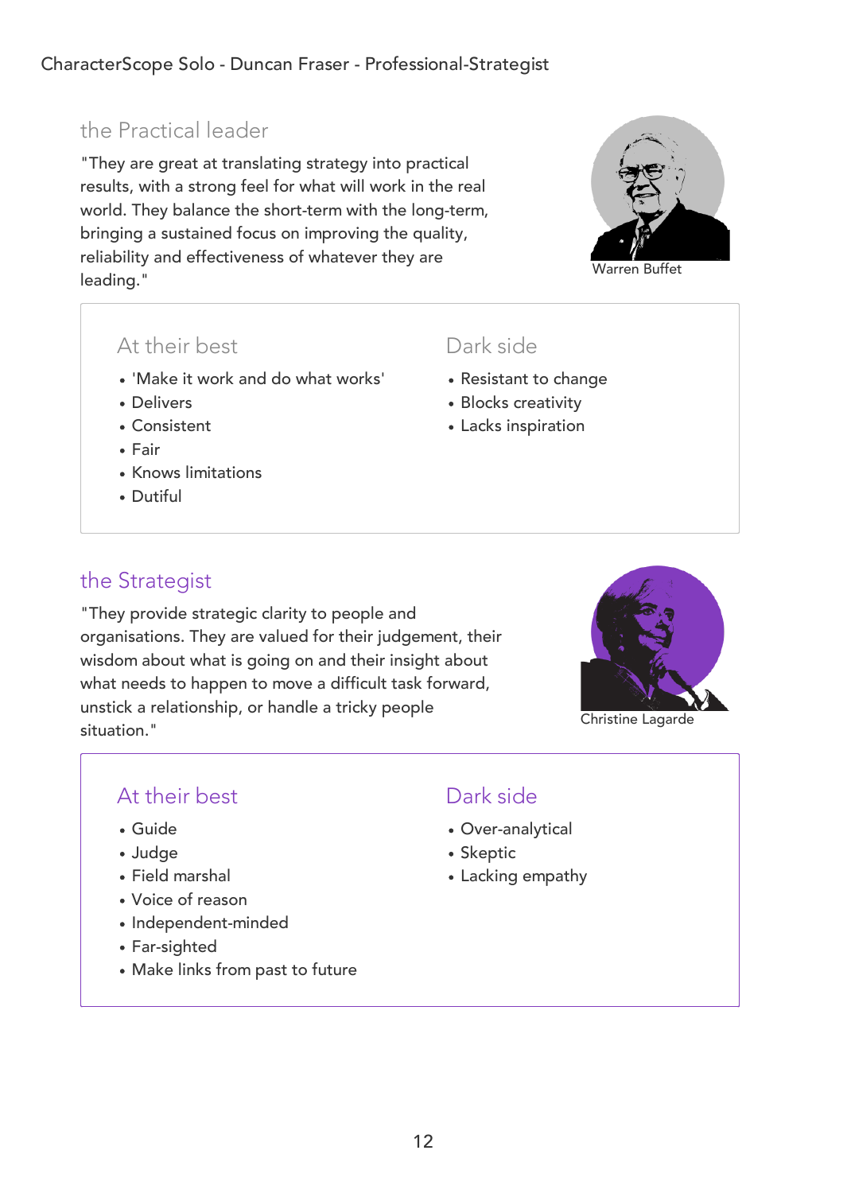## the Practical leader

"They are great at translating strategy into practical results, with a strong feel for what will work in the real world. They balance the short-term with the long-term, bringing a sustained focus on improving the quality, reliability and effectiveness of whatever they are leading."

Warren Buffet

### At their best

- 'Make it work and do what works'
- Delivers
- Consistent
- Fair
- Knows limitations
- Dutiful

### Dark side

- Resistant to change
- Blocks creativity
- Lacks inspiration

## the Strategist

"They provide strategic clarity to people and organisations. They are valued for their judgement, their wisdom about what is going on and their insight about what needs to happen to move a difficult task forward, unstick a relationship, or handle a tricky people situation."

Christine Lagarde

### At their best

- Guide
- Judge
- Field marshal
- Voice of reason
- Independent-minded
- Far-sighted
- Make links from past to future

### Dark side

- Over-analytical
- Skeptic
- Lacking empathy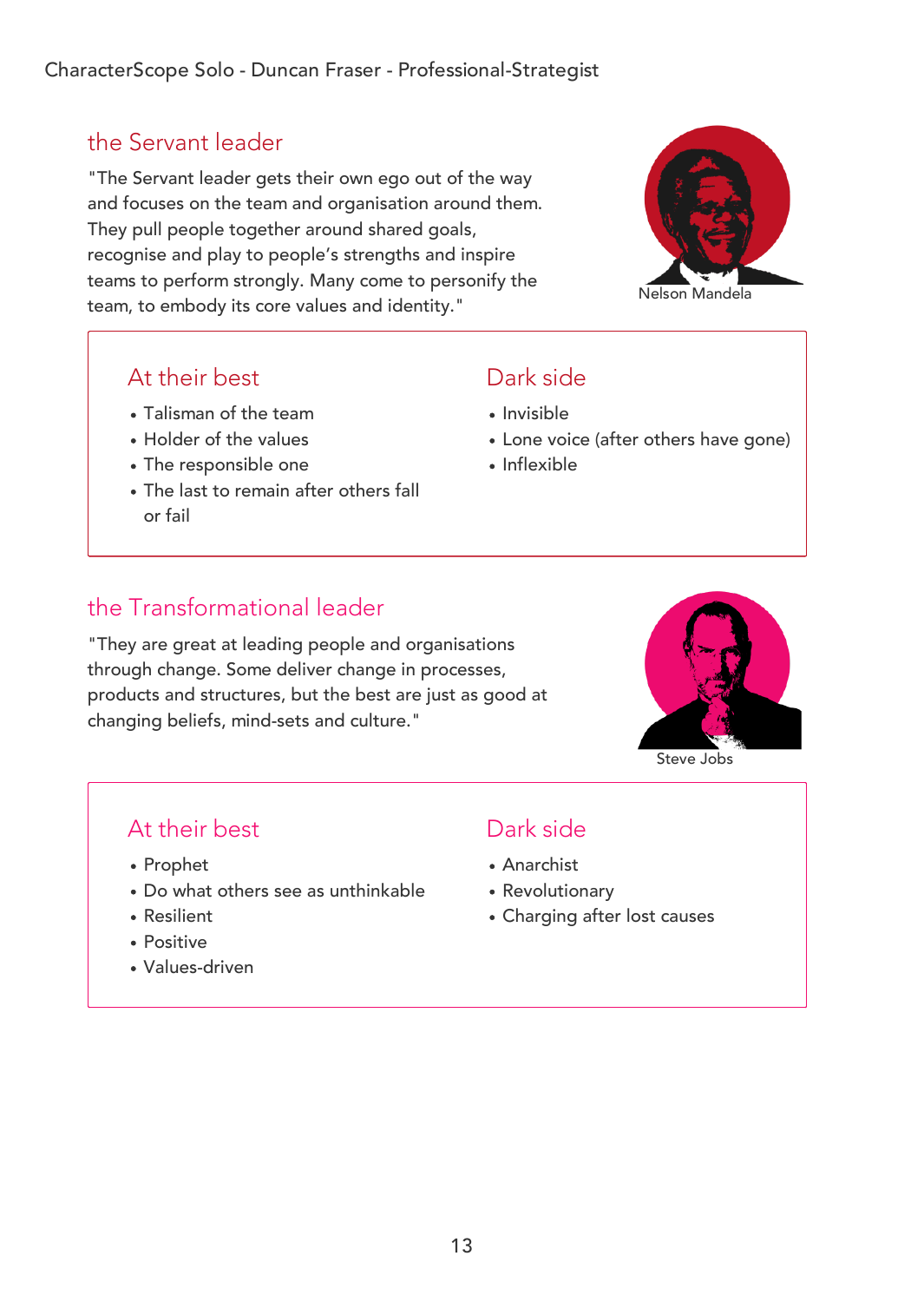## the Servant leader

"The Servant leader gets their own ego out of the way and focuses on the team and organisation around them. They pull people together around shared goals, recognise and play to people's strengths and inspire teams to perform strongly. Many come to personify the team, to embody its core values and identity."

Nelson Mandela

### At their best

- Talisman of the team
- Holder of the values
- The responsible one
- The last to remain after others fall or fail

### Dark side

- Invisible
- Lone voice (after others have gone)
- Inflexible

## the Transformational leader

"They are great at leading people and organisations through change. Some deliver change in processes, products and structures, but the best are just as good at changing beliefs, mind-sets and culture."

Steve Jobs

### At their best

- Prophet
- Do what others see as unthinkable
- Resilient
- Positive
- Values-driven

### Dark side

- Anarchist
- Revolutionary
- Charging after lost causes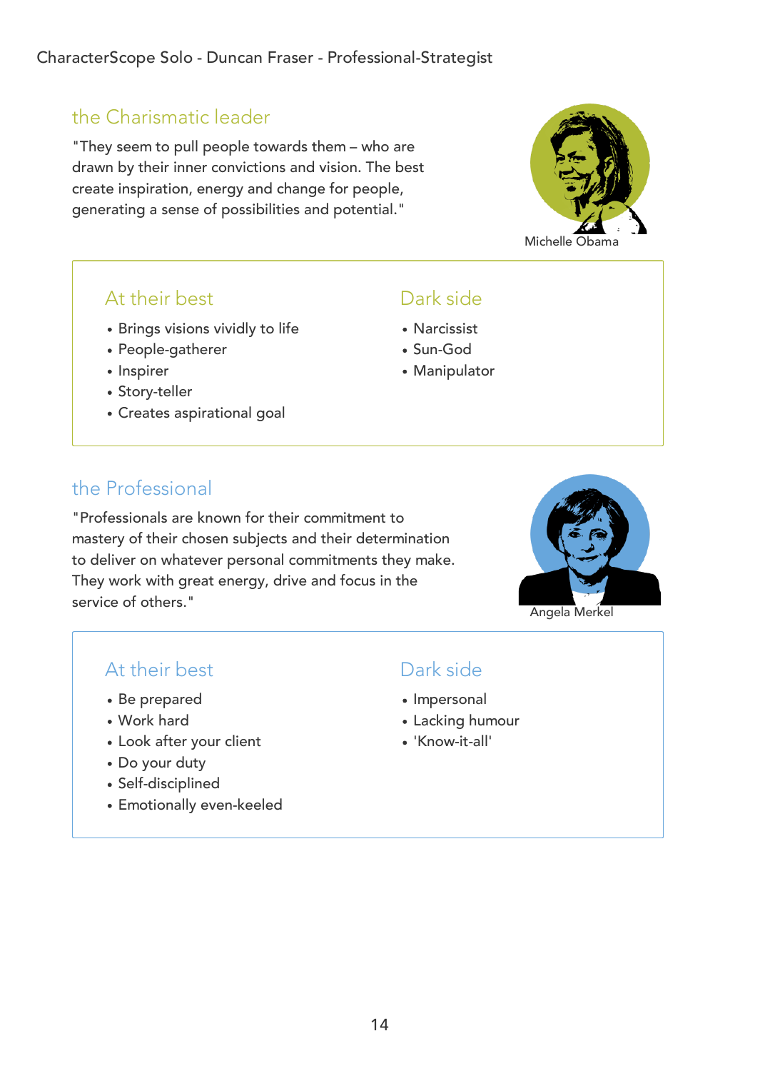## the Charismatic leader

"They seem to pull people towards them – who are drawn by their inner convictions and vision. The best create inspiration, energy and change for people, generating a sense of possibilities and potential."

Michelle Obama

### At their best

- Brings visions vividly to life
- People-gatherer
- Inspirer
- Story-teller
- Creates aspirational goal

### Dark side

- Narcissist
- Sun-God
- Manipulator

## the Professional

"Professionals are known for their commitment to mastery of their chosen subjects and their determination to deliver on whatever personal commitments they make. They work with great energy, drive and focus in the service of others."

Angela Merkel

### At their best

- Be prepared
- Work hard
- Look after your client
- Do your duty
- Self-disciplined
- Emotionally even-keeled

### Dark side

- Impersonal
- Lacking humour
- 'Know-it-all'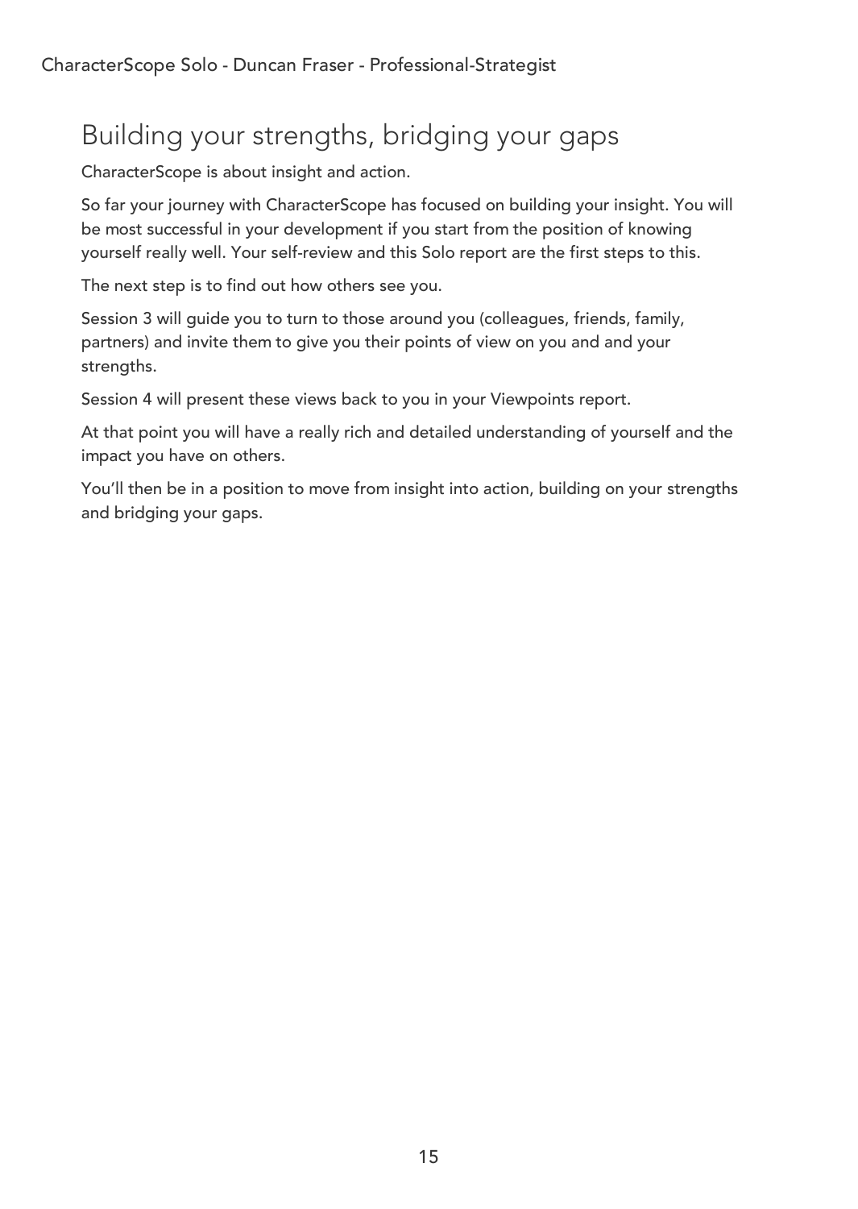# Building your strengths, bridging your gaps

CharacterScope is about insight and action.

So far your journey with CharacterScope has focused on building your insight. You will be most successful in your development if you start from the position of knowing yourself really well. Your self-review and this Solo report are the first steps to this.

The next step is to find out how others see you.

Session 3 will guide you to turn to those around you (colleagues, friends, family, partners) and invite them to give you their points of view on you and and your strengths.

Session 4 will present these views back to you in your Viewpoints report.

At that point you will have a really rich and detailed understanding of yourself and the impact you have on others.

You'll then be in a position to move from insight into action, building on your strengths and bridging your gaps.